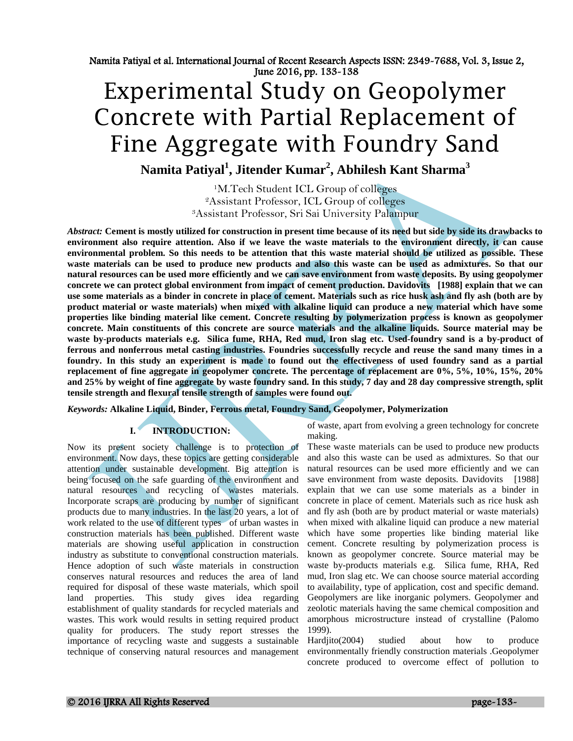# Experimental Study on Geopolymer Concrete with Partial Replacement of Fine Aggregate with Foundry Sand

**Namita Patiyal[1], Jitender Kumar[2], Abhilesh Kant Sharma[3]**

[1]M.Tech Student ICL Group of colleges
[2]Assistant Professor, ICL Group of colleges
[3]Assistant Professor, Sri Sai University Palampur

***Abstract:*** **Cement is mostly utilized for construction in present time because of its need but side by side its drawbacks to environment also require attention. Also if we leave the waste materials to the environment directly, it can cause environmental problem. So this needs to be attention that this waste material should be utilized as possible. These waste materials can be used to produce new products and also this waste can be used as admixtures. So that our natural resources can be used more efficiently and we can save environment from waste deposits. By using geopolymer concrete we can protect global environment from impact of cement production. Davidovits [1988] explain that we can use some materials as a binder in concrete in place of cement. Materials such as rice husk ash and fly ash (both are by product material or waste materials) when mixed with alkaline liquid can produce a new material which have some properties like binding material like cement. Concrete resulting by polymerization process is known as geopolymer concrete. Main constituents of this concrete are source materials and the alkaline liquids. Source material may be waste by-products materials e.g. Silica fume, RHA, Red mud, Iron slag etc. Used-foundry sand is a by-product of ferrous and nonferrous metal casting industries. Foundries successfully recycle and reuse the sand many times in a foundry. In this study an experiment is made to found out the effectiveness of used foundry sand as a partial replacement of fine aggregate in geopolymer concrete. The percentage of replacement are 0%, 5%, 10%, 15%, 20% and 25% by weight of fine aggregate by waste foundry sand. In this study, 7 day and 28 day compressive strength, split tensile strength and flexural tensile strength of samples were found out.**

***Keywords:*** **Alkaline Liquid, Binder, Ferrous metal, Foundry Sand, Geopolymer, Polymerization**

## I. INTRODUCTION:

Now its present society challenge is to protection of environment. Now days, these topics are getting considerable attention under sustainable development. Big attention is being focused on the safe guarding of the environment and natural resources and recycling of wastes materials. Incorporate scraps are producing by number of significant products due to many industries. In the last 20 years, a lot of work related to the use of different types of urban wastes in construction materials has been published. Different waste materials are showing useful application in construction industry as substitute to conventional construction materials. Hence adoption of such waste materials in construction conserves natural resources and reduces the area of land required for disposal of these waste materials, which spoil land properties. This study gives idea regarding establishment of quality standards for recycled materials and wastes. This work would results in setting required product quality for producers. The study report stresses the importance of recycling waste and suggests a sustainable technique of conserving natural resources and management of waste, apart from evolving a green technology for concrete making.

These waste materials can be used to produce new products and also this waste can be used as admixtures. So that our natural resources can be used more efficiently and we can save environment from waste deposits. Davidovits [1988] explain that we can use some materials as a binder in concrete in place of cement. Materials such as rice husk ash and fly ash (both are by product material or waste materials) when mixed with alkaline liquid can produce a new material which have some properties like binding material like cement. Concrete resulting by polymerization process is known as geopolymer concrete. Source material may be waste by-products materials e.g. Silica fume, RHA, Red mud, Iron slag etc. We can choose source material according to availability, type of application, cost and specific demand. Geopolymers are like inorganic polymers. Geopolymer and zeolotic materials having the same chemical composition and amorphous microstructure instead of crystalline (Palomo 1999).

Hardjito(2004) studied about how to produce environmentally friendly construction materials .Geopolymer concrete produced to overcome effect of pollution to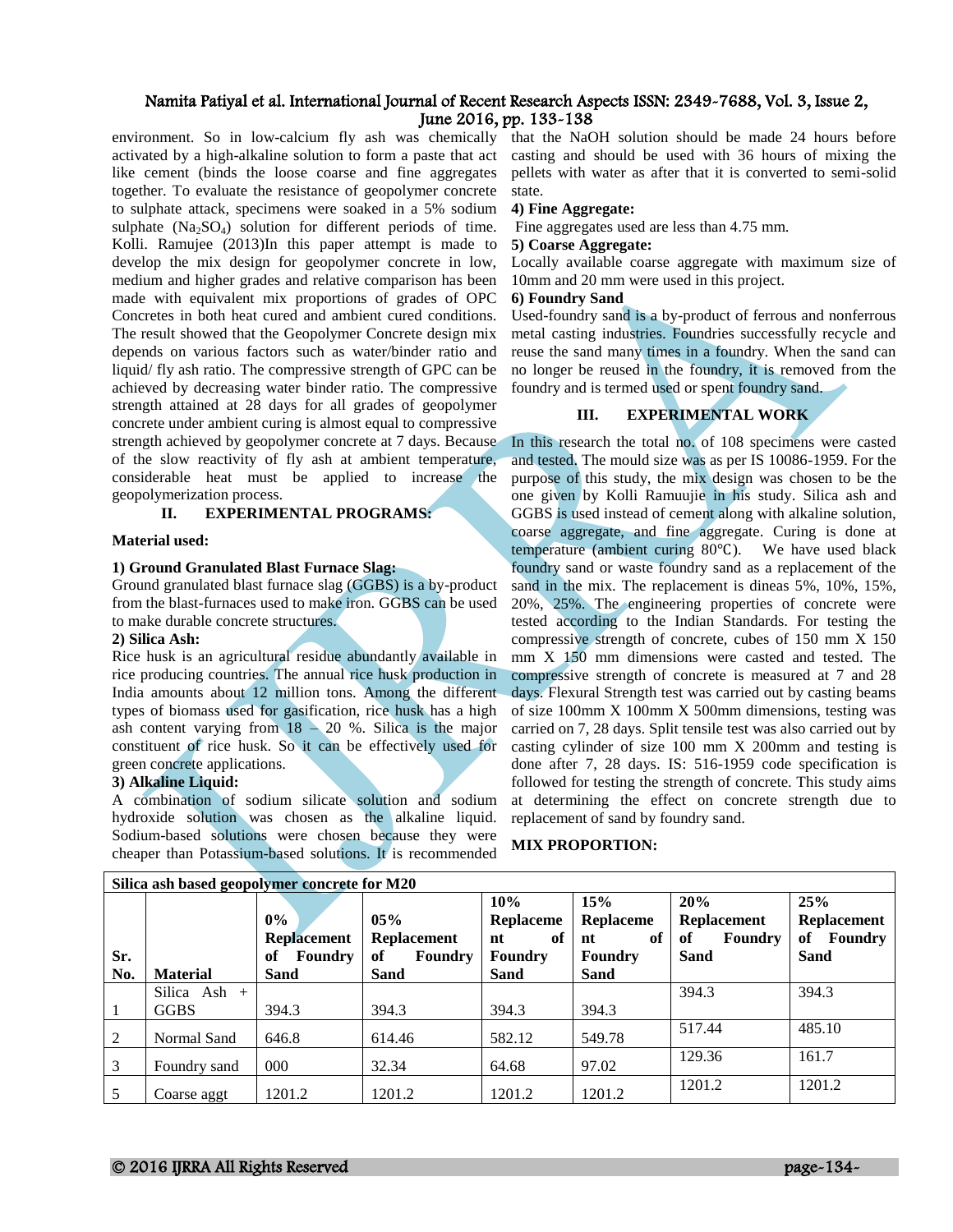environment. So in low-calcium fly ash was chemically activated by a high-alkaline solution to form a paste that act like cement (binds the loose coarse and fine aggregates together. To evaluate the resistance of geopolymer concrete to sulphate attack, specimens were soaked in a 5% sodium sulphate ($Na_2SO_4$) solution for different periods of time. Kolli. Ramujee (2013)In this paper attempt is made to develop the mix design for geopolymer concrete in low, medium and higher grades and relative comparison has been made with equivalent mix proportions of grades of OPC Concretes in both heat cured and ambient cured conditions. The result showed that the Geopolymer Concrete design mix depends on various factors such as water/binder ratio and liquid/ fly ash ratio. The compressive strength of GPC can be achieved by decreasing water binder ratio. The compressive strength attained at 28 days for all grades of geopolymer concrete under ambient curing is almost equal to compressive strength achieved by geopolymer concrete at 7 days. Because of the slow reactivity of fly ash at ambient temperature, considerable heat must be applied to increase the geopolymerization process.

## II. EXPERIMENTAL PROGRAMS:

**Material used:**

**1) Ground Granulated Blast Furnace Slag:**

Ground granulated blast furnace slag (GGBS) is a by-product from the blast-furnaces used to make iron. GGBS can be used to make durable concrete structures.

**2) Silica Ash:**

Rice husk is an agricultural residue abundantly available in rice producing countries. The annual rice husk production in India amounts about 12 million tons. Among the different types of biomass used for gasification, rice husk has a high ash content varying from 18 – 20 %. Silica is the major constituent of rice husk. So it can be effectively used for green concrete applications.

**3) Alkaline Liquid:**

A combination of sodium silicate solution and sodium hydroxide solution was chosen as the alkaline liquid. Sodium-based solutions were chosen because they were cheaper than Potassium-based solutions. It is recommended that the NaOH solution should be made 24 hours before casting and should be used with 36 hours of mixing the pellets with water as after that it is converted to semi-solid state.

**4) Fine Aggregate:**

Fine aggregates used are less than 4.75 mm.

**5) Coarse Aggregate:**

Locally available coarse aggregate with maximum size of 10mm and 20 mm were used in this project.

**6) Foundry Sand**

Used-foundry sand is a by-product of ferrous and nonferrous metal casting industries. Foundries successfully recycle and reuse the sand many times in a foundry. When the sand can no longer be reused in the foundry, it is removed from the foundry and is termed used or spent foundry sand.

## III. EXPERIMENTAL WORK

In this research the total no. of 108 specimens were casted and tested. The mould size was as per IS 10086-1959. For the purpose of this study, the mix design was chosen to be the one given by Kolli Ramuujie in his study. Silica ash and GGBS is used instead of cement along with alkaline solution, coarse aggregate, and fine aggregate. Curing is done at temperature (ambient curing 80℃). We have used black foundry sand or waste foundry sand as a replacement of the sand in the mix. The replacement is dineas 5%, 10%, 15%, 20%, 25%. The engineering properties of concrete were tested according to the Indian Standards. For testing the compressive strength of concrete, cubes of 150 mm X 150 mm X 150 mm dimensions were casted and tested. The compressive strength of concrete is measured at 7 and 28 days. Flexural Strength test was carried out by casting beams of size 100mm X 100mm X 500mm dimensions, testing was carried on 7, 28 days. Split tensile test was also carried out by casting cylinder of size 100 mm X 200mm and testing is done after 7, 28 days. IS: 516-1959 code specification is followed for testing the strength of concrete. This study aims at determining the effect on concrete strength due to replacement of sand by foundry sand.

**MIX PROPORTION:**

| Silica ash based geopolymer concrete for M20 | | | | | | | |
|---|---|---|---|---|---|---|---|
| **Sr. No.** | **Material** | **0% Replacement of Foundry Sand** | **05% Replacement of Foundry Sand** | **10% Replacement of Foundry Sand** | **15% Replacement of Foundry Sand** | **20% Replacement of Foundry Sand** | **25% Replacement of Foundry Sand** |
| 1 | Silica Ash + GGBS | 394.3 | 394.3 | 394.3 | 394.3 | 394.3 | 394.3 |
| 2 | Normal Sand | 646.8 | 614.46 | 582.12 | 549.78 | 517.44 | 485.10 |
| 3 | Foundry sand | 000 | 32.34 | 64.68 | 97.02 | 129.36 | 161.7 |
| 5 | Coarse aggt | 1201.2 | 1201.2 | 1201.2 | 1201.2 | 1201.2 | 1201.2 |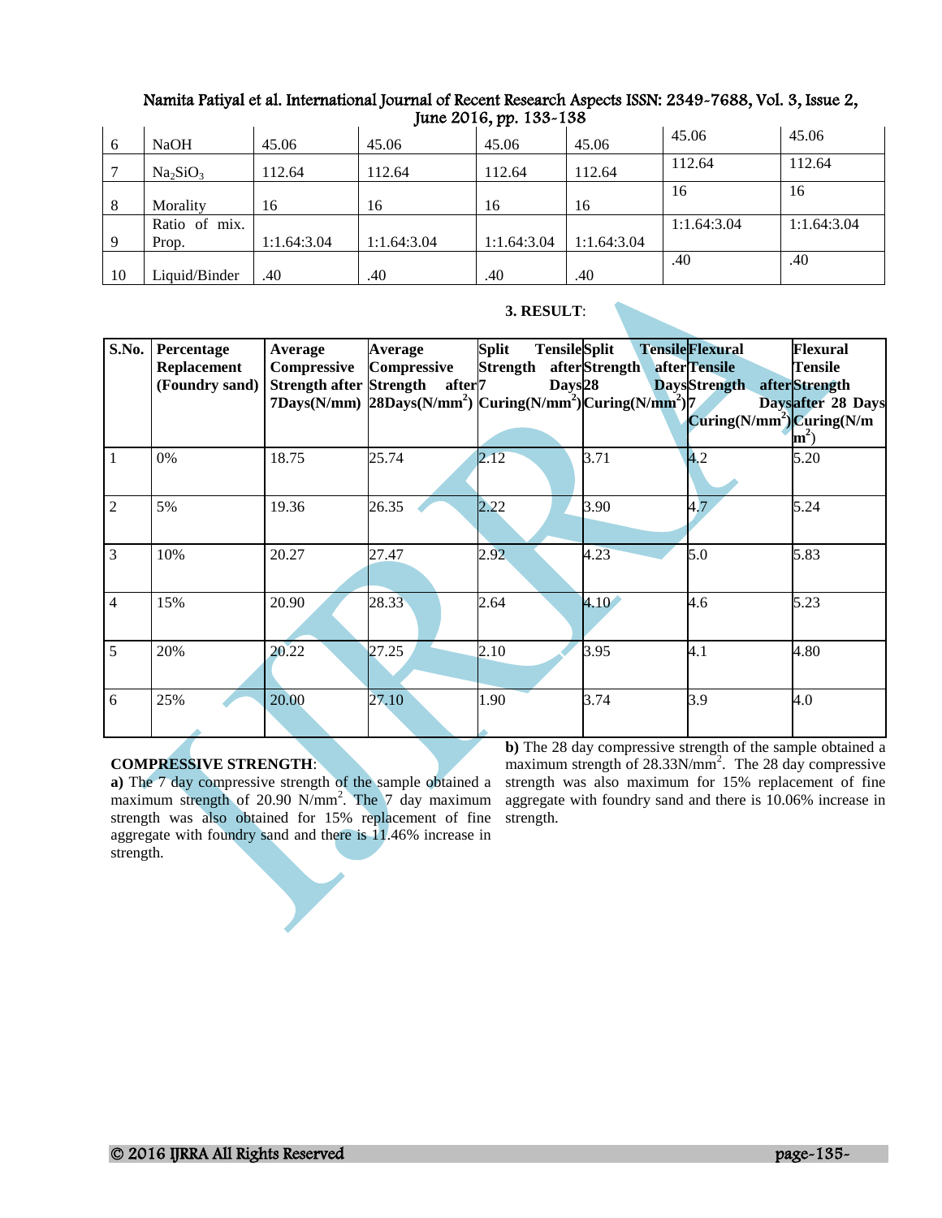| 6 | NaOH | 45.06 | 45.06 | 45.06 | 45.06 | 45.06 | 45.06 |
|---|---|---|---|---|---|---|---|
| 7 | $Na_2SiO_3$ | 112.64 | 112.64 | 112.64 | 112.64 | 112.64 | 112.64 |
| 8 | Morality | 16 | 16 | 16 | 16 | 16 | 16 |
| 9 | Ratio of mix. Prop. | 1:1.64:3.04 | 1:1.64:3.04 | 1:1.64:3.04 | 1:1.64:3.04 | 1:1.64:3.04 | 1:1.64:3.04 |
| 10 | Liquid/Binder | .40 | .40 | .40 | .40 | .40 | .40 |

## 3. RESULT:

| S.No. | Percentage Replacement (Foundry sand) | Average Compressive Strength after 7Days(N/mm) | Average Compressive Strength after 28Days(N/mm$^2$) | Split Tensile Strength after 7 Days Curing(N/mm$^2$) | Split Tensile Strength after 28 Days Curing(N/mm$^2$) | Flexural Tensile Strength after 7 Days Curing(N/mm$^2$) | Flexural Tensile Strength after 28 Days Curing(N/mm$^2$) |
|---|---|---|---|---|---|---|---|
| 1 | 0% | 18.75 | 25.74 | 2.12 | 3.71 | 4.2 | 5.20 |
| 2 | 5% | 19.36 | 26.35 | 2.22 | 3.90 | 4.7 | 5.24 |
| 3 | 10% | 20.27 | 27.47 | 2.92 | 4.23 | 5.0 | 5.83 |
| 4 | 15% | 20.90 | 28.33 | 2.64 | 4.10 | 4.6 | 5.23 |
| 5 | 20% | 20.22 | 27.25 | 2.10 | 3.95 | 4.1 | 4.80 |
| 6 | 25% | 20.00 | 27.10 | 1.90 | 3.74 | 3.9 | 4.0 |

**COMPRESSIVE STRENGTH**:

**a)** The 7 day compressive strength of the sample obtained a maximum strength of 20.90 N/mm$^2$. The 7 day maximum strength was also obtained for 15% replacement of fine aggregate with foundry sand and there is 11.46% increase in strength.

**b)** The 28 day compressive strength of the sample obtained a maximum strength of 28.33N/mm$^2$. The 28 day compressive strength was also maximum for 15% replacement of fine aggregate with foundry sand and there is 10.06% increase in strength.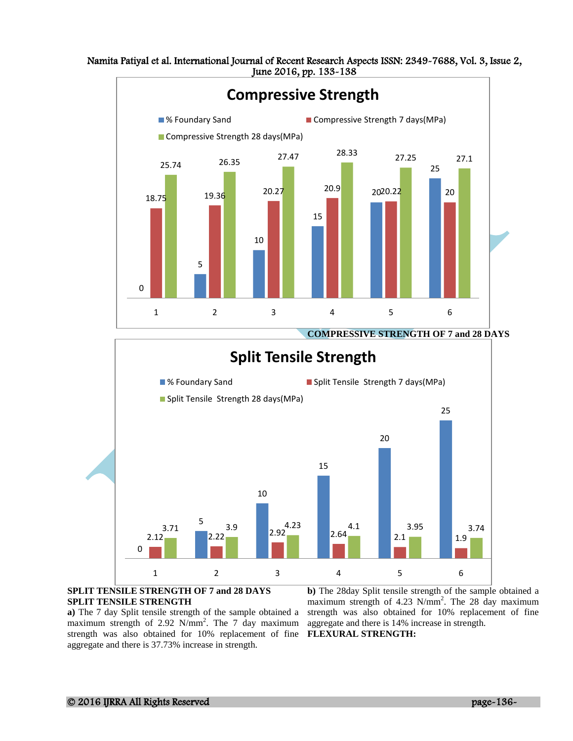## Compressive Strength

| | 1 | 2 | 3 | 4 | 5 | 6 |
|---|---|---|---|---|---|---|
| % Foundary Sand | 0 | 5 | 10 | 15 | 20 | 25 |
| Compressive Strength 7 days(MPa) | 18.75 | 19.36 | 20.27 | 20.9 | 20.22 | 20 |
| Compressive Strength 28 days(MPa) | 25.74 | 26.35 | 27.47 | 28.33 | 27.25 | 27.1 |

**COMPRESSIVE STRENGTH OF 7 and 28 DAYS**

## Split Tensile Strength

| | 1 | 2 | 3 | 4 | 5 | 6 |
|---|---|---|---|---|---|---|
| % Foundary Sand | 0 | 5 | 10 | 15 | 20 | 25 |
| Split Tensile Strength 7 days(MPa) | 2.12 | 2.22 | 2.92 | 2.64 | 2.1 | 1.9 |
| Split Tensile Strength 28 days(MPa) | 3.71 | 3.9 | 4.23 | 4.1 | 3.95 | 3.74 |

**SPLIT TENSILE STRENGTH OF 7 and 28 DAYS**

**SPLIT TENSILE STRENGTH**

**a)** The 7 day Split tensile strength of the sample obtained a maximum strength of 2.92 $N/mm^2$. The 7 day maximum strength was also obtained for 10% replacement of fine aggregate and there is 37.73% increase in strength.

**b)** The 28day Split tensile strength of the sample obtained a maximum strength of 4.23 $N/mm^2$. The 28 day maximum strength was also obtained for 10% replacement of fine aggregate and there is 14% increase in strength.

**FLEXURAL STRENGTH:**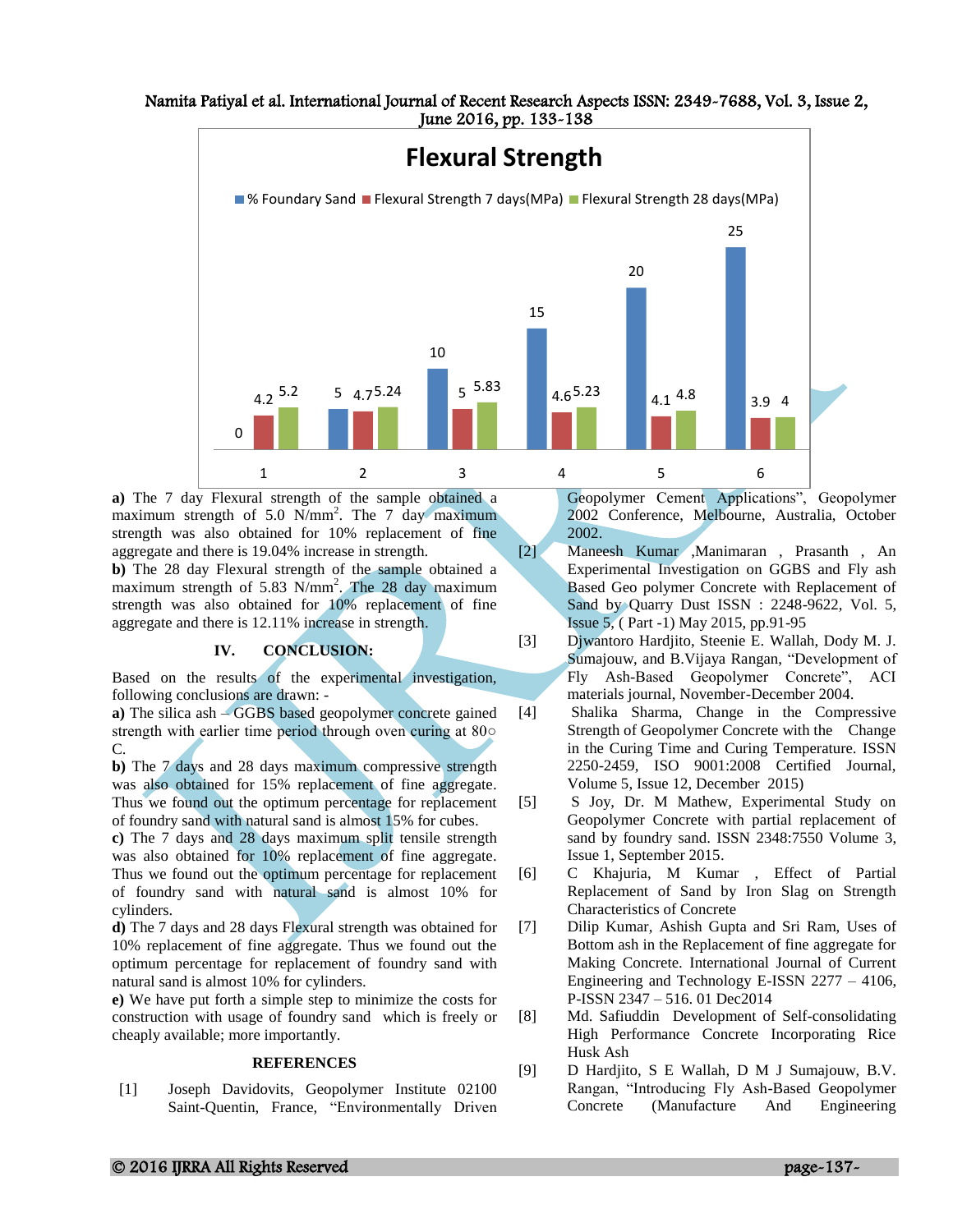**Flexural Strength**

| | % Foundary Sand | Flexural Strength 7 days(MPa) | Flexural Strength 28 days(MPa) |
|---|---|---|---|
| 1 | 0 | 4.2 | 5.2 |
| 2 | 5 | 4.7 | 5.24 |
| 3 | 10 | 5 | 5.83 |
| 4 | 15 | 4.6 | 5.23 |
| 5 | 20 | 4.1 | 4.8 |
| 6 | 25 | 3.9 | 4 |

**a)** The 7 day Flexural strength of the sample obtained a maximum strength of 5.0 $N/mm^2$. The 7 day maximum strength was also obtained for 10% replacement of fine aggregate and there is 19.04% increase in strength.

**b)** The 28 day Flexural strength of the sample obtained a maximum strength of 5.83 $N/mm^2$. The 28 day maximum strength was also obtained for 10% replacement of fine aggregate and there is 12.11% increase in strength.

## IV. CONCLUSION:

Based on the results of the experimental investigation, following conclusions are drawn: -

**a)** The silica ash – GGBS based geopolymer concrete gained strength with earlier time period through oven curing at 80○ C.

**b)** The 7 days and 28 days maximum compressive strength was also obtained for 15% replacement of fine aggregate. Thus we found out the optimum percentage for replacement of foundry sand with natural sand is almost 15% for cubes.

**c)** The 7 days and 28 days maximum split tensile strength was also obtained for 10% replacement of fine aggregate. Thus we found out the optimum percentage for replacement of foundry sand with natural sand is almost 10% for cylinders.

**d)** The 7 days and 28 days Flexural strength was obtained for 10% replacement of fine aggregate. Thus we found out the optimum percentage for replacement of foundry sand with natural sand is almost 10% for cylinders.

**e)** We have put forth a simple step to minimize the costs for construction with usage of foundry sand which is freely or cheaply available; more importantly.

## REFERENCES

[1] Joseph Davidovits, Geopolymer Institute 02100 Saint-Quentin, France, "Environmentally Driven Geopolymer Cement Applications", Geopolymer 2002 Conference, Melbourne, Australia, October 2002.

[2] Maneesh Kumar ,Manimaran , Prasanth , An Experimental Investigation on GGBS and Fly ash Based Geo polymer Concrete with Replacement of Sand by Quarry Dust ISSN : 2248-9622, Vol. 5, Issue 5, ( Part -1) May 2015, pp.91-95

[3] Djwantoro Hardjito, Steenie E. Wallah, Dody M. J. Sumajouw, and B.Vijaya Rangan, "Development of Fly Ash-Based Geopolymer Concrete", ACI materials journal, November-December 2004.

[4] Shalika Sharma, Change in the Compressive Strength of Geopolymer Concrete with the Change in the Curing Time and Curing Temperature. ISSN 2250-2459, ISO 9001:2008 Certified Journal, Volume 5, Issue 12, December 2015)

[5] S Joy, Dr. M Mathew, Experimental Study on Geopolymer Concrete with partial replacement of sand by foundry sand. ISSN 2348:7550 Volume 3, Issue 1, September 2015.

[6] C Khajuria, M Kumar , Effect of Partial Replacement of Sand by Iron Slag on Strength Characteristics of Concrete

[7] Dilip Kumar, Ashish Gupta and Sri Ram, Uses of Bottom ash in the Replacement of fine aggregate for Making Concrete. International Journal of Current Engineering and Technology E-ISSN 2277 – 4106, P-ISSN 2347 – 516. 01 Dec2014

[8] Md. Safiuddin Development of Self-consolidating High Performance Concrete Incorporating Rice Husk Ash

[9] D Hardjito, S E Wallah, D M J Sumajouw, B.V. Rangan, "Introducing Fly Ash-Based Geopolymer Concrete (Manufacture And Engineering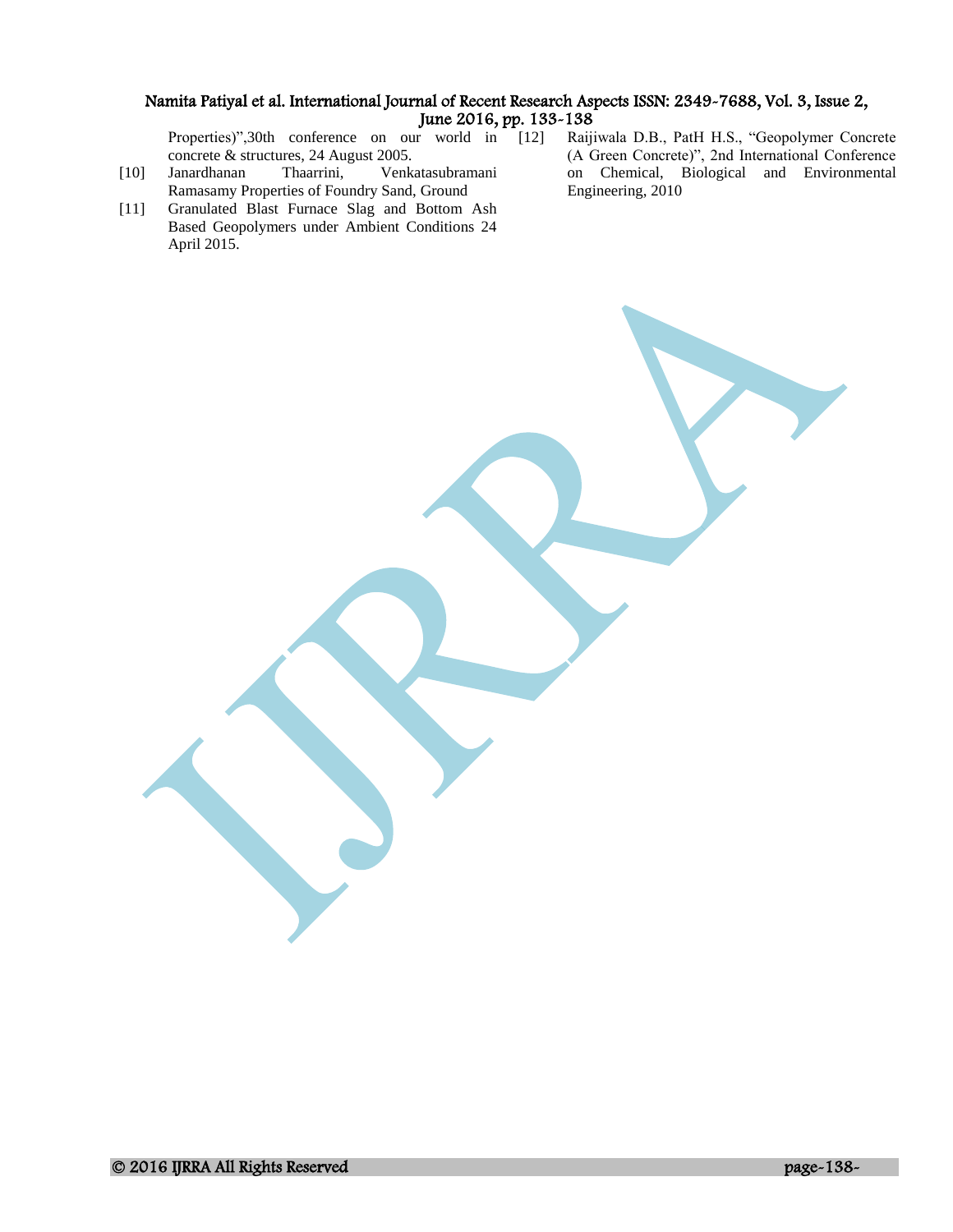Properties)",30th conference on our world in concrete & structures, 24 August 2005.

[10] Janardhanan Thaarrini, Venkatasubramani Ramasamy Properties of Foundry Sand, Ground

[11] Granulated Blast Furnace Slag and Bottom Ash Based Geopolymers under Ambient Conditions 24 April 2015.

[12] Raijiwala D.B., PatH H.S., "Geopolymer Concrete (A Green Concrete)", 2nd International Conference on Chemical, Biological and Environmental Engineering, 2010